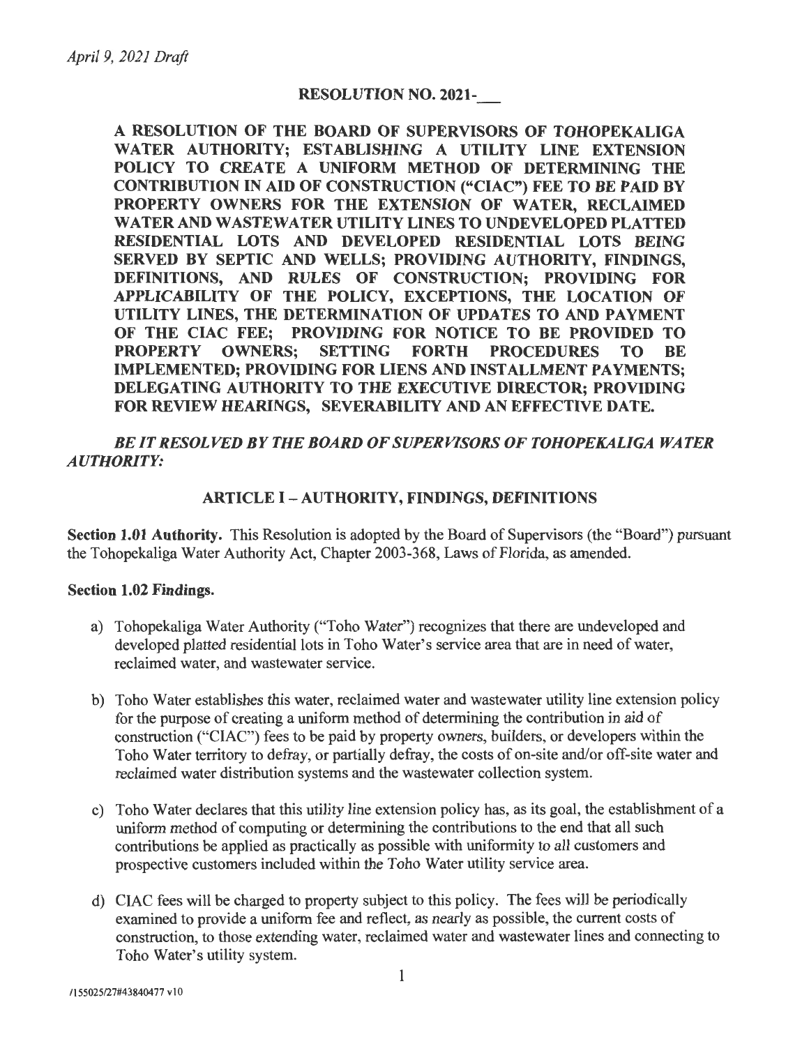*April 9, 2021 Draft*

## RESOLUTION NO. 2021-___

**A RESOLUTION OF THE BOARD OF SUPERVISORS OF TOHOPEKALIGA WATER AUTHORITY; ESTABLISHING A UTILITY LINE EXTENSION POLICY TO CREATE A UNIFORM METHOD OF DETERMINING THE CONTRIBUTION IN AID OF CONSTRUCTION ("CIAC") FEE TO BE PAID BY PROPERTY OWNERS FOR THE EXTENSION OF WATER, RECLAIMED WATER AND WASTEWATER UTILITY LINES TO UNDEVELOPED PLATTED RESIDENTIAL LOTS AND DEVELOPED RESIDENTIAL LOTS BEING SERVED BY SEPTIC AND WELLS; PROVIDING AUTHORITY, FINDINGS, DEFINITIONS, AND RULES OF CONSTRUCTION; PROVIDING FOR APPLICABILITY OF THE POLICY, EXCEPTIONS, THE LOCATION OF UTILITY LINES, THE DETERMINATION OF UPDATES TO AND PAYMENT OF THE CIAC FEE; PROVIDING FOR NOTICE TO BE PROVIDED TO PROPERTY OWNERS; SETTING FORTH PROCEDURES TO BE IMPLEMENTED; PROVIDING FOR LIENS AND INSTALLMENT PAYMENTS; DELEGATING AUTHORITY TO THE EXECUTIVE DIRECTOR; PROVIDING FOR REVIEW HEARINGS, SEVERABILITY AND AN EFFECTIVE DATE.**

***BE IT RESOLVED BY THE BOARD OF SUPERVISORS OF TOHOPEKALIGA WATER AUTHORITY:***

### ARTICLE I – AUTHORITY, FINDINGS, DEFINITIONS

**Section 1.01 Authority.** This Resolution is adopted by the Board of Supervisors (the "Board") pursuant the Tohopekaliga Water Authority Act, Chapter 2003-368, Laws of Florida, as amended.

**Section 1.02 Findings.**

a) Tohopekaliga Water Authority ("Toho Water") recognizes that there are undeveloped and developed platted residential lots in Toho Water's service area that are in need of water, reclaimed water, and wastewater service.

b) Toho Water establishes this water, reclaimed water and wastewater utility line extension policy for the purpose of creating a uniform method of determining the contribution in aid of construction ("CIAC") fees to be paid by property owners, builders, or developers within the Toho Water territory to defray, or partially defray, the costs of on-site and/or off-site water and reclaimed water distribution systems and the wastewater collection system.

c) Toho Water declares that this utility line extension policy has, as its goal, the establishment of a uniform method of computing or determining the contributions to the end that all such contributions be applied as practically as possible with uniformity to all customers and prospective customers included within the Toho Water utility service area.

d) CIAC fees will be charged to property subject to this policy. The fees will be periodically examined to provide a uniform fee and reflect, as nearly as possible, the current costs of construction, to those extending water, reclaimed water and wastewater lines and connecting to Toho Water's utility system.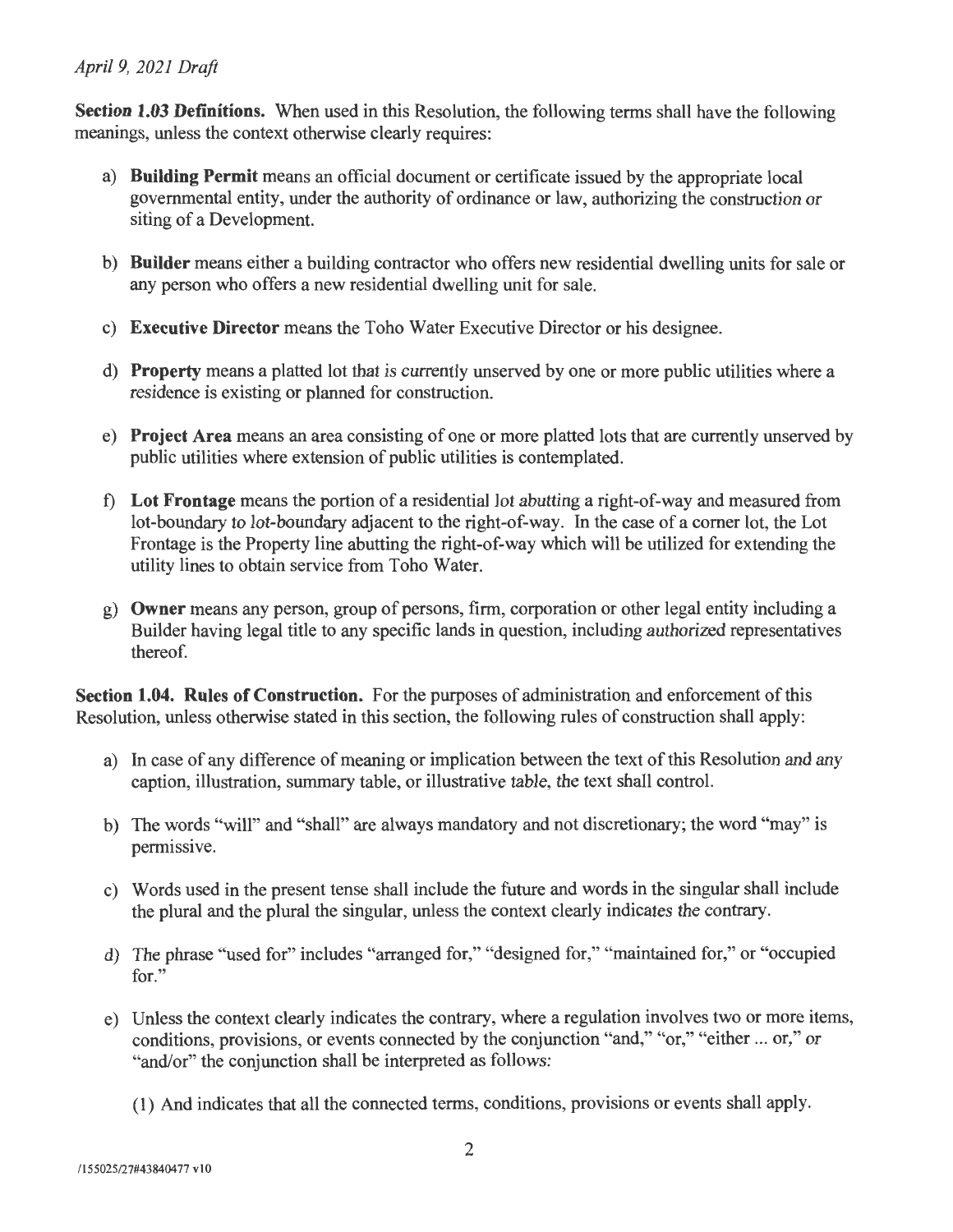*April 9, 2021 Draft*

**Section 1.03 Definitions.** When used in this Resolution, the following terms shall have the following meanings, unless the context otherwise clearly requires:

a) **Building Permit** means an official document or certificate issued by the appropriate local governmental entity, under the authority of ordinance or law, authorizing the construction or siting of a Development.

b) **Builder** means either a building contractor who offers new residential dwelling units for sale or any person who offers a new residential dwelling unit for sale.

c) **Executive Director** means the Toho Water Executive Director or his designee.

d) **Property** means a platted lot that is currently unserved by one or more public utilities where a residence is existing or planned for construction.

e) **Project Area** means an area consisting of one or more platted lots that are currently unserved by public utilities where extension of public utilities is contemplated.

f) **Lot Frontage** means the portion of a residential lot abutting a right-of-way and measured from lot-boundary to lot-boundary adjacent to the right-of-way. In the case of a corner lot, the Lot Frontage is the Property line abutting the right-of-way which will be utilized for extending the utility lines to obtain service from Toho Water.

g) **Owner** means any person, group of persons, firm, corporation or other legal entity including a Builder having legal title to any specific lands in question, including authorized representatives thereof.

**Section 1.04. Rules of Construction.** For the purposes of administration and enforcement of this Resolution, unless otherwise stated in this section, the following rules of construction shall apply:

a) In case of any difference of meaning or implication between the text of this Resolution and any caption, illustration, summary table, or illustrative table, the text shall control.

b) The words "will" and "shall" are always mandatory and not discretionary; the word "may" is permissive.

c) Words used in the present tense shall include the future and words in the singular shall include the plural and the plural the singular, unless the context clearly indicates the contrary.

d) The phrase "used for" includes "arranged for," "designed for," "maintained for," or "occupied for."

e) Unless the context clearly indicates the contrary, where a regulation involves two or more items, conditions, provisions, or events connected by the conjunction "and," "or," "either ... or," or "and/or" the conjunction shall be interpreted as follows:

   (1) And indicates that all the connected terms, conditions, provisions or events shall apply.

/155025/27#43840477 v10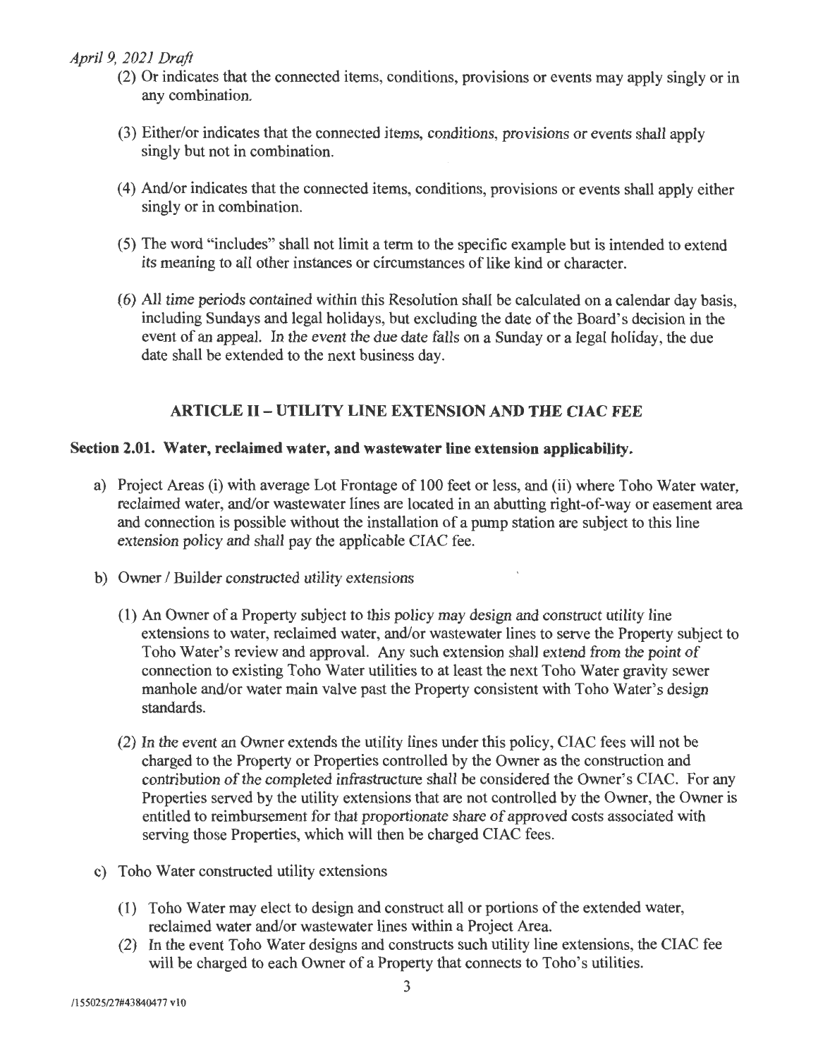(2) Or indicates that the connected items, conditions, provisions or events may apply singly or in any combination.

(3) Either/or indicates that the connected items, conditions, provisions or events shall apply singly but not in combination.

(4) And/or indicates that the connected items, conditions, provisions or events shall apply either singly or in combination.

(5) The word "includes" shall not limit a term to the specific example but is intended to extend its meaning to all other instances or circumstances of like kind or character.

(6) All time periods contained within this Resolution shall be calculated on a calendar day basis, including Sundays and legal holidays, but excluding the date of the Board's decision in the event of an appeal. In the event the due date falls on a Sunday or a legal holiday, the due date shall be extended to the next business day.

## ARTICLE II – UTILITY LINE EXTENSION AND THE CIAC FEE

**Section 2.01. Water, reclaimed water, and wastewater line extension applicability.**

a) Project Areas (i) with average Lot Frontage of 100 feet or less, and (ii) where Toho Water water, reclaimed water, and/or wastewater lines are located in an abutting right-of-way or easement area and connection is possible without the installation of a pump station are subject to this line extension policy and shall pay the applicable CIAC fee.

b) Owner / Builder constructed utility extensions

(1) An Owner of a Property subject to this policy may design and construct utility line extensions to water, reclaimed water, and/or wastewater lines to serve the Property subject to Toho Water's review and approval. Any such extension shall extend from the point of connection to existing Toho Water utilities to at least the next Toho Water gravity sewer manhole and/or water main valve past the Property consistent with Toho Water's design standards.

(2) In the event an Owner extends the utility lines under this policy, CIAC fees will not be charged to the Property or Properties controlled by the Owner as the construction and contribution of the completed infrastructure shall be considered the Owner's CIAC. For any Properties served by the utility extensions that are not controlled by the Owner, the Owner is entitled to reimbursement for that proportionate share of approved costs associated with serving those Properties, which will then be charged CIAC fees.

c) Toho Water constructed utility extensions

(1) Toho Water may elect to design and construct all or portions of the extended water, reclaimed water and/or wastewater lines within a Project Area.

(2) In the event Toho Water designs and constructs such utility line extensions, the CIAC fee will be charged to each Owner of a Property that connects to Toho's utilities.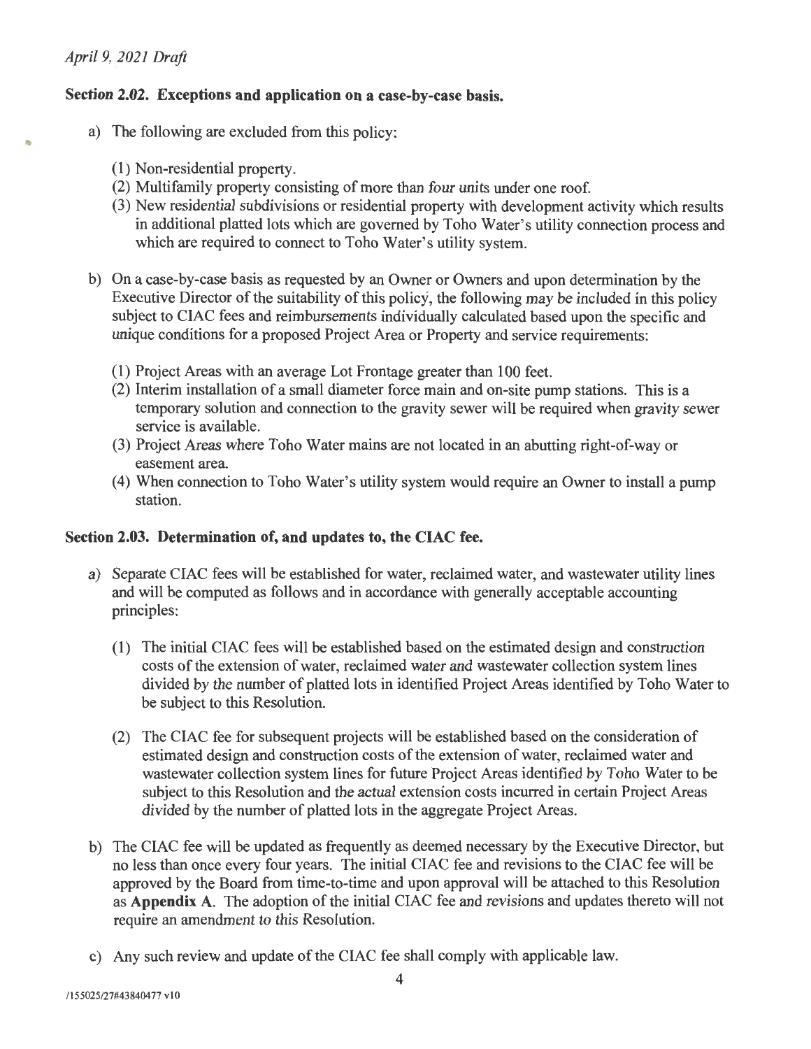*April 9, 2021 Draft*

**Section 2.02. Exceptions and application on a case-by-case basis.**

a) The following are excluded from this policy:

   (1) Non-residential property.
   (2) Multifamily property consisting of more than four units under one roof.
   (3) New residential subdivisions or residential property with development activity which results in additional platted lots which are governed by Toho Water's utility connection process and which are required to connect to Toho Water's utility system.

b) On a case-by-case basis as requested by an Owner or Owners and upon determination by the Executive Director of the suitability of this policy, the following may be included in this policy subject to CIAC fees and reimbursements individually calculated based upon the specific and unique conditions for a proposed Project Area or Property and service requirements:

   (1) Project Areas with an average Lot Frontage greater than 100 feet.
   (2) Interim installation of a small diameter force main and on-site pump stations. This is a temporary solution and connection to the gravity sewer will be required when gravity sewer service is available.
   (3) Project Areas where Toho Water mains are not located in an abutting right-of-way or easement area.
   (4) When connection to Toho Water's utility system would require an Owner to install a pump station.

**Section 2.03. Determination of, and updates to, the CIAC fee.**

a) Separate CIAC fees will be established for water, reclaimed water, and wastewater utility lines and will be computed as follows and in accordance with generally acceptable accounting principles:

   (1) The initial CIAC fees will be established based on the estimated design and construction costs of the extension of water, reclaimed water and wastewater collection system lines divided by the number of platted lots in identified Project Areas identified by Toho Water to be subject to this Resolution.

   (2) The CIAC fee for subsequent projects will be established based on the consideration of estimated design and construction costs of the extension of water, reclaimed water and wastewater collection system lines for future Project Areas identified by Toho Water to be subject to this Resolution and the actual extension costs incurred in certain Project Areas divided by the number of platted lots in the aggregate Project Areas.

b) The CIAC fee will be updated as frequently as deemed necessary by the Executive Director, but no less than once every four years. The initial CIAC fee and revisions to the CIAC fee will be approved by the Board from time-to-time and upon approval will be attached to this Resolution as **Appendix A**. The adoption of the initial CIAC fee and revisions and updates thereto will not require an amendment to this Resolution.

c) Any such review and update of the CIAC fee shall comply with applicable law.

/155025/27#43840477 v10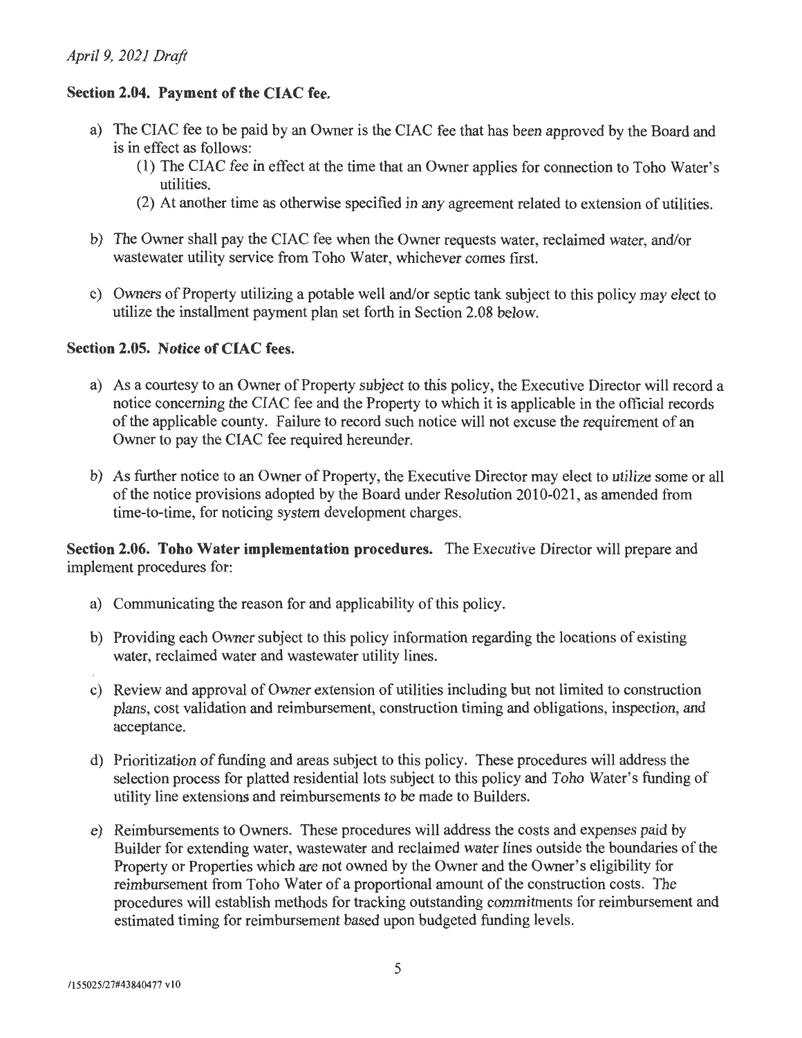*April 9, 2021 Draft*

**Section 2.04. Payment of the CIAC fee.**

a) The CIAC fee to be paid by an Owner is the CIAC fee that has been approved by the Board and is in effect as follows:
   (1) The CIAC fee in effect at the time that an Owner applies for connection to Toho Water's utilities.
   (2) At another time as otherwise specified in any agreement related to extension of utilities.

b) The Owner shall pay the CIAC fee when the Owner requests water, reclaimed water, and/or wastewater utility service from Toho Water, whichever comes first.

c) Owners of Property utilizing a potable well and/or septic tank subject to this policy may elect to utilize the installment payment plan set forth in Section 2.08 below.

**Section 2.05. Notice of CIAC fees.**

a) As a courtesy to an Owner of Property subject to this policy, the Executive Director will record a notice concerning the CIAC fee and the Property to which it is applicable in the official records of the applicable county. Failure to record such notice will not excuse the requirement of an Owner to pay the CIAC fee required hereunder.

b) As further notice to an Owner of Property, the Executive Director may elect to utilize some or all of the notice provisions adopted by the Board under Resolution 2010-021, as amended from time-to-time, for noticing system development charges.

**Section 2.06. Toho Water implementation procedures.** The Executive Director will prepare and implement procedures for:

a) Communicating the reason for and applicability of this policy.

b) Providing each Owner subject to this policy information regarding the locations of existing water, reclaimed water and wastewater utility lines.

c) Review and approval of Owner extension of utilities including but not limited to construction plans, cost validation and reimbursement, construction timing and obligations, inspection, and acceptance.

d) Prioritization of funding and areas subject to this policy. These procedures will address the selection process for platted residential lots subject to this policy and Toho Water's funding of utility line extensions and reimbursements to be made to Builders.

e) Reimbursements to Owners. These procedures will address the costs and expenses paid by Builder for extending water, wastewater and reclaimed water lines outside the boundaries of the Property or Properties which are not owned by the Owner and the Owner's eligibility for reimbursement from Toho Water of a proportional amount of the construction costs. The procedures will establish methods for tracking outstanding commitments for reimbursement and estimated timing for reimbursement based upon budgeted funding levels.

/155025/27#43840477 v10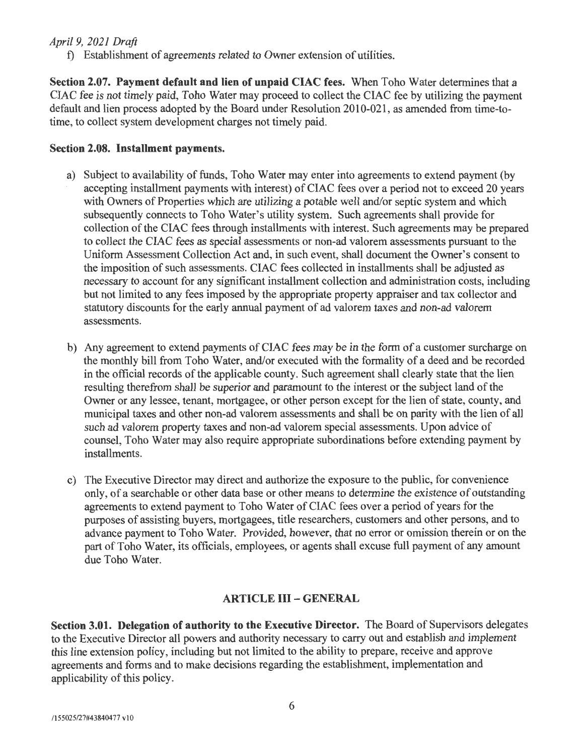f) Establishment of agreements related to Owner extension of utilities.

**Section 2.07. Payment default and lien of unpaid CIAC fees.** When Toho Water determines that a CIAC fee is not timely paid, Toho Water may proceed to collect the CIAC fee by utilizing the payment default and lien process adopted by the Board under Resolution 2010-021, as amended from time-to-time, to collect system development charges not timely paid.

**Section 2.08. Installment payments.**

a) Subject to availability of funds, Toho Water may enter into agreements to extend payment (by accepting installment payments with interest) of CIAC fees over a period not to exceed 20 years with Owners of Properties which are utilizing a potable well and/or septic system and which subsequently connects to Toho Water's utility system. Such agreements shall provide for collection of the CIAC fees through installments with interest. Such agreements may be prepared to collect the CIAC fees as special assessments or non-ad valorem assessments pursuant to the Uniform Assessment Collection Act and, in such event, shall document the Owner's consent to the imposition of such assessments. CIAC fees collected in installments shall be adjusted as necessary to account for any significant installment collection and administration costs, including but not limited to any fees imposed by the appropriate property appraiser and tax collector and statutory discounts for the early annual payment of ad valorem taxes and non-ad valorem assessments.

b) Any agreement to extend payments of CIAC fees may be in the form of a customer surcharge on the monthly bill from Toho Water, and/or executed with the formality of a deed and be recorded in the official records of the applicable county. Such agreement shall clearly state that the lien resulting therefrom shall be superior and paramount to the interest or the subject land of the Owner or any lessee, tenant, mortgagee, or other person except for the lien of state, county, and municipal taxes and other non-ad valorem assessments and shall be on parity with the lien of all such ad valorem property taxes and non-ad valorem special assessments. Upon advice of counsel, Toho Water may also require appropriate subordinations before extending payment by installments.

c) The Executive Director may direct and authorize the exposure to the public, for convenience only, of a searchable or other data base or other means to determine the existence of outstanding agreements to extend payment to Toho Water of CIAC fees over a period of years for the purposes of assisting buyers, mortgagees, title researchers, customers and other persons, and to advance payment to Toho Water. Provided, however, that no error or omission therein or on the part of Toho Water, its officials, employees, or agents shall excuse full payment of any amount due Toho Water.

## ARTICLE III – GENERAL

**Section 3.01. Delegation of authority to the Executive Director.** The Board of Supervisors delegates to the Executive Director all powers and authority necessary to carry out and establish and implement this line extension policy, including but not limited to the ability to prepare, receive and approve agreements and forms and to make decisions regarding the establishment, implementation and applicability of this policy.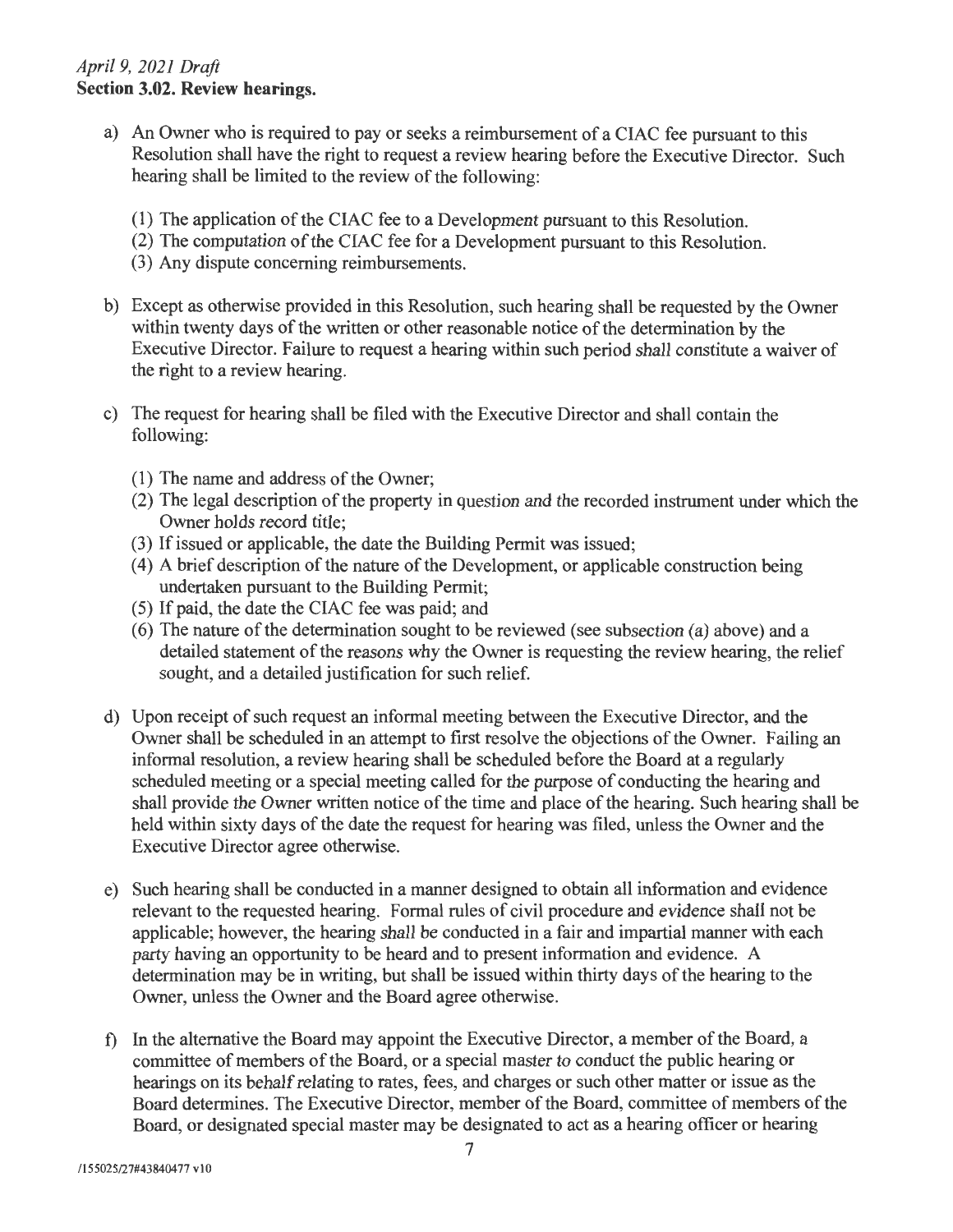*April 9, 2021 Draft*

**Section 3.02. Review hearings.**

a) An Owner who is required to pay or seeks a reimbursement of a CIAC fee pursuant to this Resolution shall have the right to request a review hearing before the Executive Director. Such hearing shall be limited to the review of the following:

   (1) The application of the CIAC fee to a Development pursuant to this Resolution.
   (2) The computation of the CIAC fee for a Development pursuant to this Resolution.
   (3) Any dispute concerning reimbursements.

b) Except as otherwise provided in this Resolution, such hearing shall be requested by the Owner within twenty days of the written or other reasonable notice of the determination by the Executive Director. Failure to request a hearing within such period shall constitute a waiver of the right to a review hearing.

c) The request for hearing shall be filed with the Executive Director and shall contain the following:

   (1) The name and address of the Owner;
   (2) The legal description of the property in question and the recorded instrument under which the Owner holds record title;
   (3) If issued or applicable, the date the Building Permit was issued;
   (4) A brief description of the nature of the Development, or applicable construction being undertaken pursuant to the Building Permit;
   (5) If paid, the date the CIAC fee was paid; and
   (6) The nature of the determination sought to be reviewed (see subsection (a) above) and a detailed statement of the reasons why the Owner is requesting the review hearing, the relief sought, and a detailed justification for such relief.

d) Upon receipt of such request an informal meeting between the Executive Director, and the Owner shall be scheduled in an attempt to first resolve the objections of the Owner. Failing an informal resolution, a review hearing shall be scheduled before the Board at a regularly scheduled meeting or a special meeting called for the purpose of conducting the hearing and shall provide the Owner written notice of the time and place of the hearing. Such hearing shall be held within sixty days of the date the request for hearing was filed, unless the Owner and the Executive Director agree otherwise.

e) Such hearing shall be conducted in a manner designed to obtain all information and evidence relevant to the requested hearing. Formal rules of civil procedure and evidence shall not be applicable; however, the hearing shall be conducted in a fair and impartial manner with each party having an opportunity to be heard and to present information and evidence. A determination may be in writing, but shall be issued within thirty days of the hearing to the Owner, unless the Owner and the Board agree otherwise.

f) In the alternative the Board may appoint the Executive Director, a member of the Board, a committee of members of the Board, or a special master to conduct the public hearing or hearings on its behalf relating to rates, fees, and charges or such other matter or issue as the Board determines. The Executive Director, member of the Board, committee of members of the Board, or designated special master may be designated to act as a hearing officer or hearing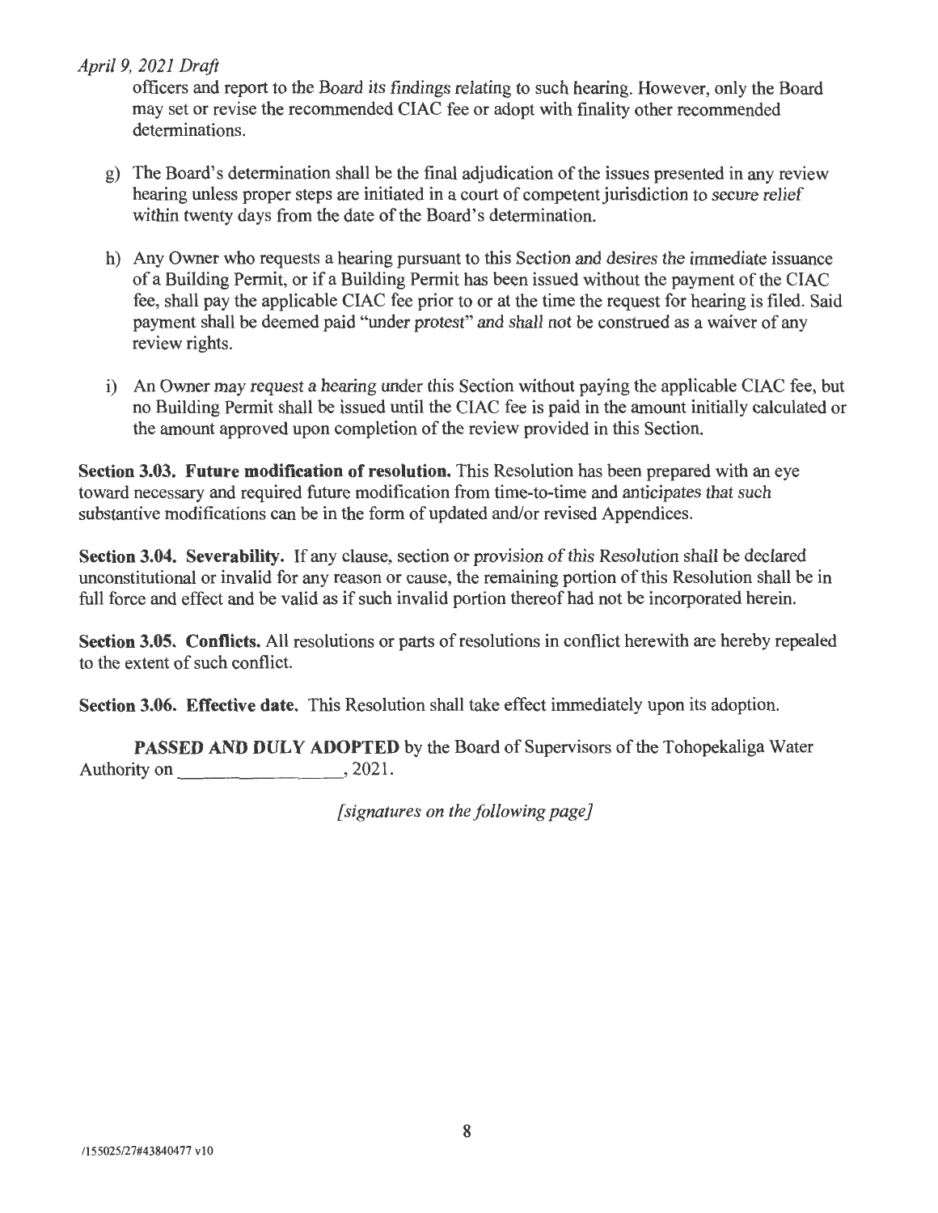officers and report to the Board its findings relating to such hearing. However, only the Board may set or revise the recommended CIAC fee or adopt with finality other recommended determinations.

g) The Board's determination shall be the final adjudication of the issues presented in any review hearing unless proper steps are initiated in a court of competent jurisdiction to secure relief within twenty days from the date of the Board's determination.

h) Any Owner who requests a hearing pursuant to this Section and desires the immediate issuance of a Building Permit, or if a Building Permit has been issued without the payment of the CIAC fee, shall pay the applicable CIAC fee prior to or at the time the request for hearing is filed. Said payment shall be deemed paid "under protest" and shall not be construed as a waiver of any review rights.

i) An Owner may request a hearing under this Section without paying the applicable CIAC fee, but no Building Permit shall be issued until the CIAC fee is paid in the amount initially calculated or the amount approved upon completion of the review provided in this Section.

**Section 3.03. Future modification of resolution.** This Resolution has been prepared with an eye toward necessary and required future modification from time-to-time and anticipates that such substantive modifications can be in the form of updated and/or revised Appendices.

**Section 3.04. Severability.** If any clause, section or provision of this Resolution shall be declared unconstitutional or invalid for any reason or cause, the remaining portion of this Resolution shall be in full force and effect and be valid as if such invalid portion thereof had not be incorporated herein.

**Section 3.05. Conflicts.** All resolutions or parts of resolutions in conflict herewith are hereby repealed to the extent of such conflict.

**Section 3.06. Effective date.** This Resolution shall take effect immediately upon its adoption.

**PASSED AND DULY ADOPTED** by the Board of Supervisors of the Tohopekaliga Water Authority on _______________, 2021.

*[signatures on the following page]*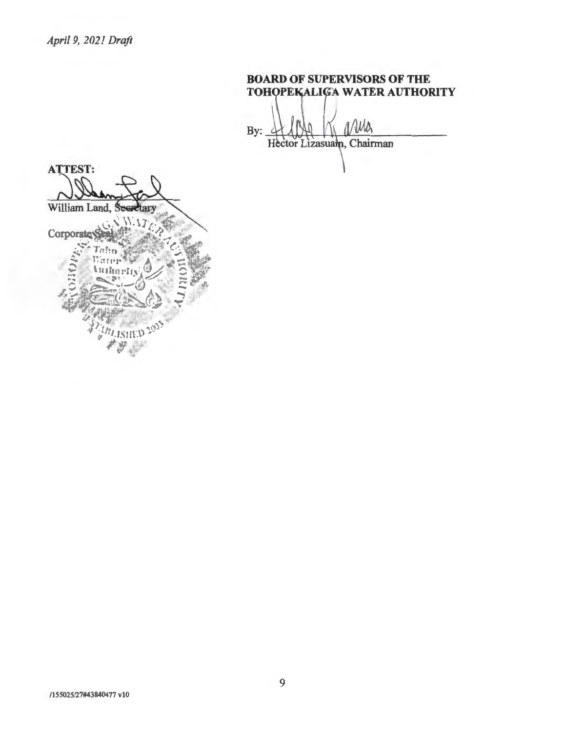*April 9, 2021 Draft*

**BOARD OF SUPERVISORS OF THE TOHOPEKALIGA WATER AUTHORITY**

By: ______________________________
Héctor Lizasuain, Chairman

**ATTEST:**

______________________________
William Land, Secretary

Corporate Seal

/155025/27#43840477 v10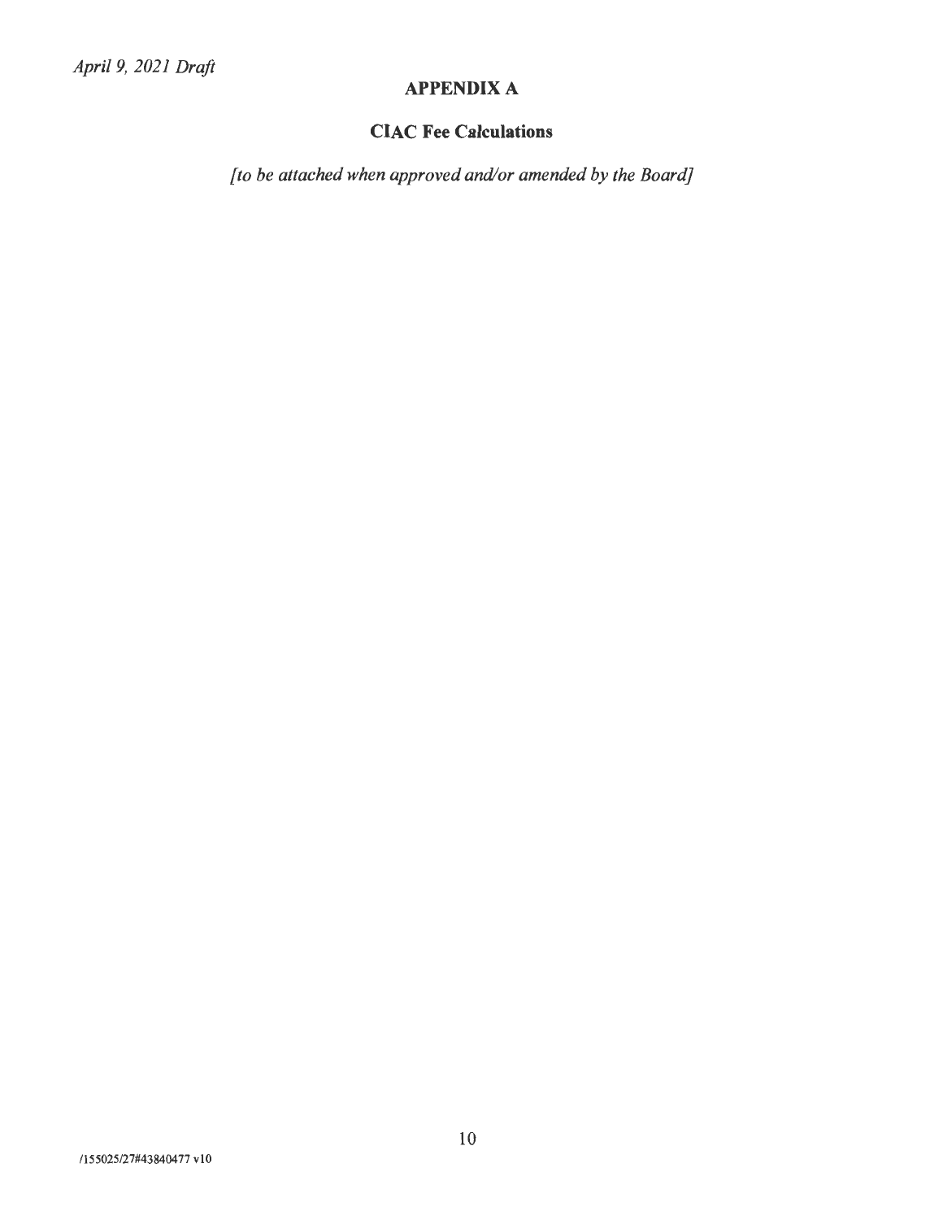*April 9, 2021 Draft*

## APPENDIX A

## CIAC Fee Calculations

*[to be attached when approved and/or amended by the Board]*

/155025/27#43840477 v10